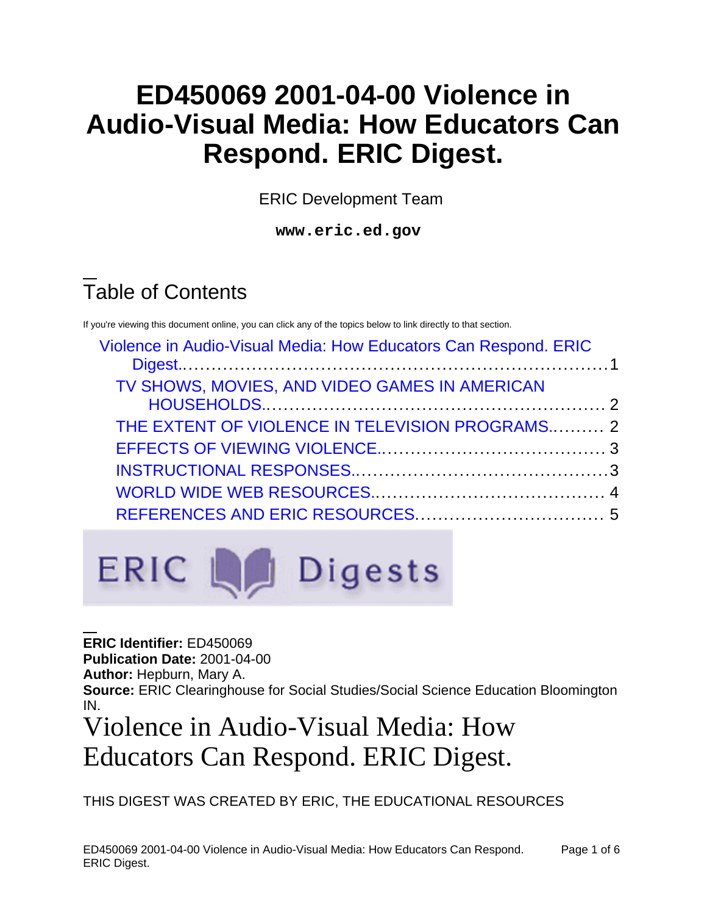# ED450069 2001-04-00 Violence in Audio-Visual Media: How Educators Can Respond. ERIC Digest.

ERIC Development Team

**www.eric.ed.gov**

## Table of Contents

If you're viewing this document online, you can click any of the topics below to link directly to that section.

- Violence in Audio-Visual Media: How Educators Can Respond. ERIC Digest........1
  - TV SHOWS, MOVIES, AND VIDEO GAMES IN AMERICAN HOUSEHOLDS........ 2
  - THE EXTENT OF VIOLENCE IN TELEVISION PROGRAMS......... 2
  - EFFECTS OF VIEWING VIOLENCE........ 3
  - INSTRUCTIONAL RESPONSES........3
  - WORLD WIDE WEB RESOURCES........ 4
  - REFERENCES AND ERIC RESOURCES........ 5

ERIC Digests

**ERIC Identifier:** ED450069
**Publication Date:** 2001-04-00
**Author:** Hepburn, Mary A.
**Source:** ERIC Clearinghouse for Social Studies/Social Science Education Bloomington IN.

# Violence in Audio-Visual Media: How Educators Can Respond. ERIC Digest.

THIS DIGEST WAS CREATED BY ERIC, THE EDUCATIONAL RESOURCES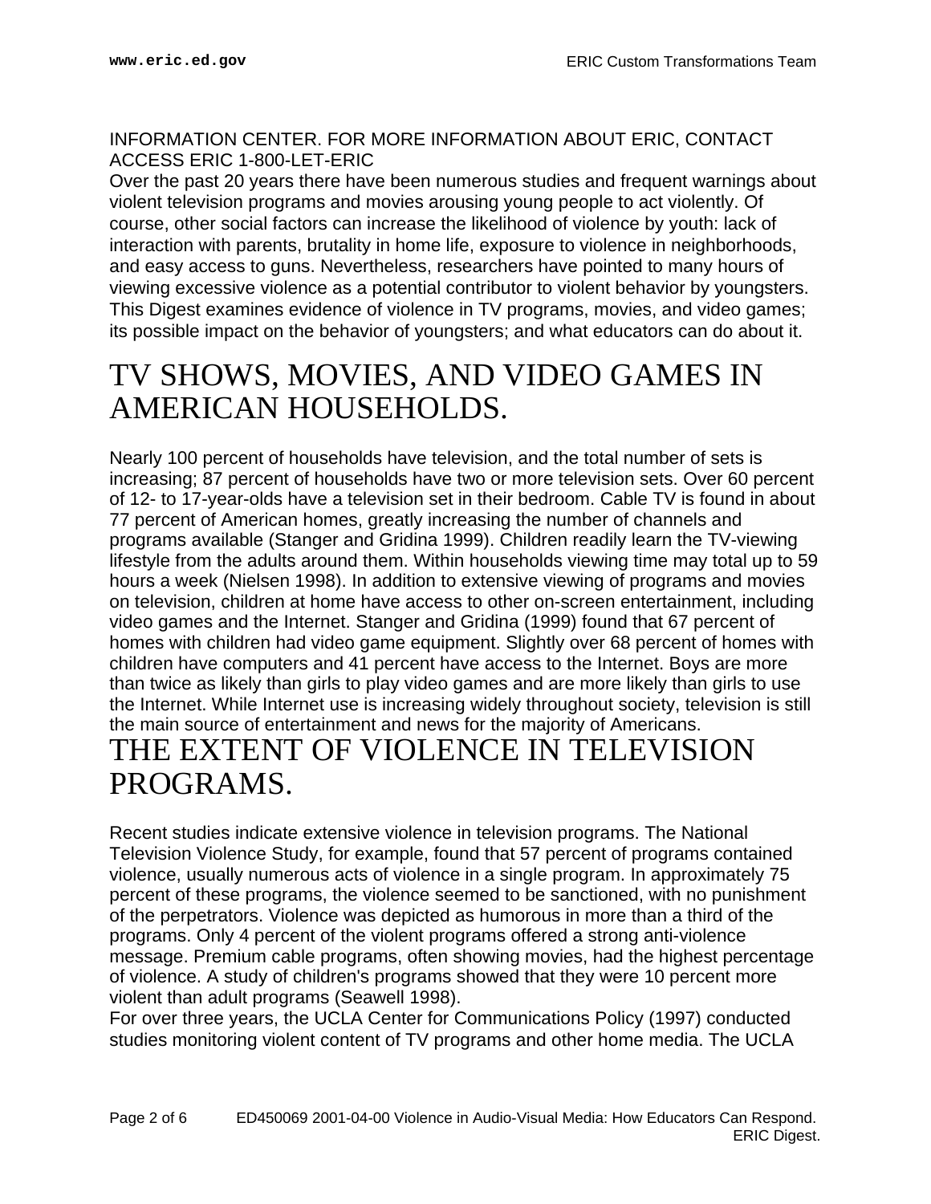INFORMATION CENTER. FOR MORE INFORMATION ABOUT ERIC, CONTACT ACCESS ERIC 1-800-LET-ERIC

Over the past 20 years there have been numerous studies and frequent warnings about violent television programs and movies arousing young people to act violently. Of course, other social factors can increase the likelihood of violence by youth: lack of interaction with parents, brutality in home life, exposure to violence in neighborhoods, and easy access to guns. Nevertheless, researchers have pointed to many hours of viewing excessive violence as a potential contributor to violent behavior by youngsters. This Digest examines evidence of violence in TV programs, movies, and video games; its possible impact on the behavior of youngsters; and what educators can do about it.

# TV SHOWS, MOVIES, AND VIDEO GAMES IN AMERICAN HOUSEHOLDS.

Nearly 100 percent of households have television, and the total number of sets is increasing; 87 percent of households have two or more television sets. Over 60 percent of 12- to 17-year-olds have a television set in their bedroom. Cable TV is found in about 77 percent of American homes, greatly increasing the number of channels and programs available (Stanger and Gridina 1999). Children readily learn the TV-viewing lifestyle from the adults around them. Within households viewing time may total up to 59 hours a week (Nielsen 1998). In addition to extensive viewing of programs and movies on television, children at home have access to other on-screen entertainment, including video games and the Internet. Stanger and Gridina (1999) found that 67 percent of homes with children had video game equipment. Slightly over 68 percent of homes with children have computers and 41 percent have access to the Internet. Boys are more than twice as likely than girls to play video games and are more likely than girls to use the Internet. While Internet use is increasing widely throughout society, television is still the main source of entertainment and news for the majority of Americans.

# THE EXTENT OF VIOLENCE IN TELEVISION PROGRAMS.

Recent studies indicate extensive violence in television programs. The National Television Violence Study, for example, found that 57 percent of programs contained violence, usually numerous acts of violence in a single program. In approximately 75 percent of these programs, the violence seemed to be sanctioned, with no punishment of the perpetrators. Violence was depicted as humorous in more than a third of the programs. Only 4 percent of the violent programs offered a strong anti-violence message. Premium cable programs, often showing movies, had the highest percentage of violence. A study of children's programs showed that they were 10 percent more violent than adult programs (Seawell 1998).

For over three years, the UCLA Center for Communications Policy (1997) conducted studies monitoring violent content of TV programs and other home media. The UCLA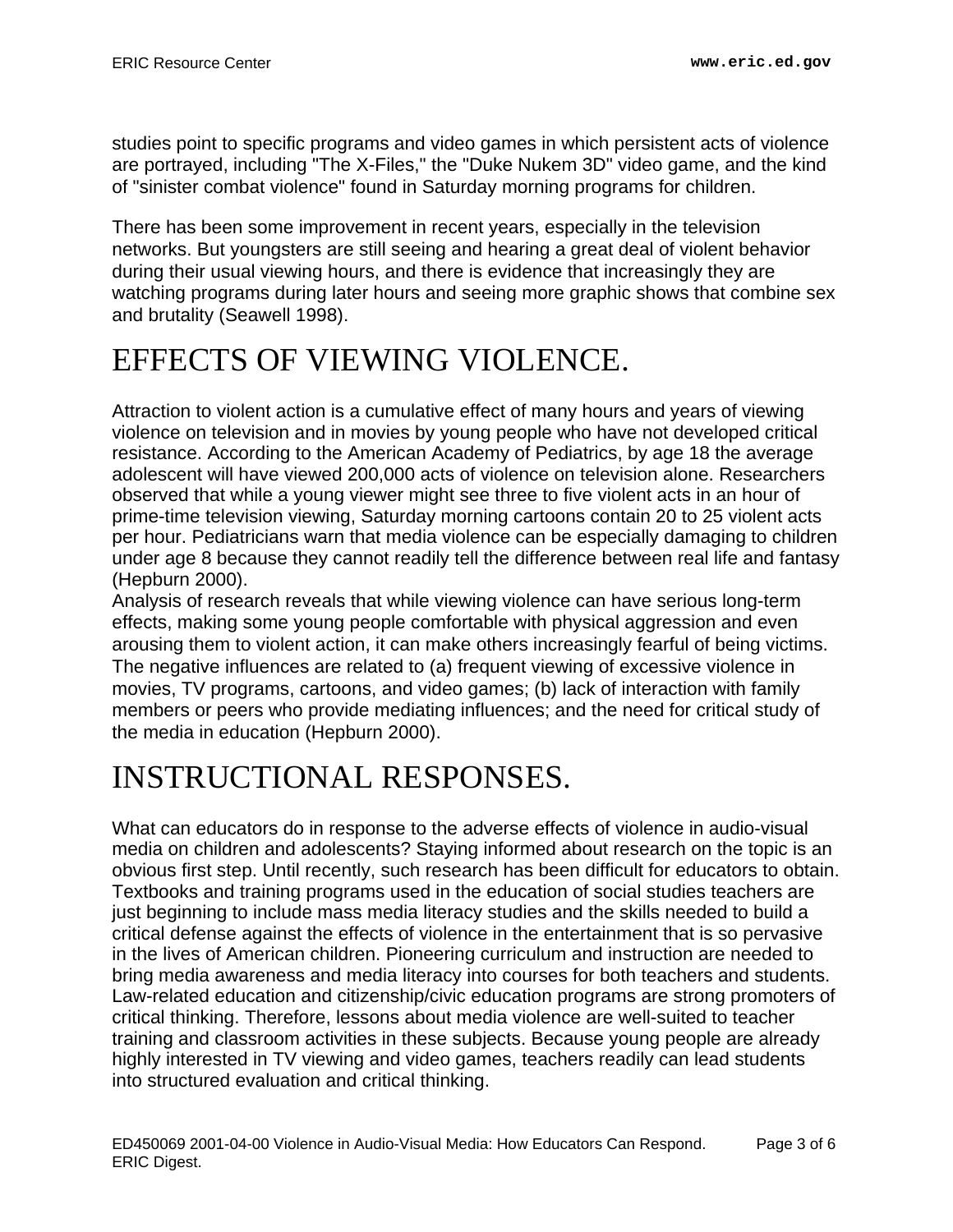studies point to specific programs and video games in which persistent acts of violence are portrayed, including "The X-Files," the "Duke Nukem 3D" video game, and the kind of "sinister combat violence" found in Saturday morning programs for children.

There has been some improvement in recent years, especially in the television networks. But youngsters are still seeing and hearing a great deal of violent behavior during their usual viewing hours, and there is evidence that increasingly they are watching programs during later hours and seeing more graphic shows that combine sex and brutality (Seawell 1998).

# EFFECTS OF VIEWING VIOLENCE.

Attraction to violent action is a cumulative effect of many hours and years of viewing violence on television and in movies by young people who have not developed critical resistance. According to the American Academy of Pediatrics, by age 18 the average adolescent will have viewed 200,000 acts of violence on television alone. Researchers observed that while a young viewer might see three to five violent acts in an hour of prime-time television viewing, Saturday morning cartoons contain 20 to 25 violent acts per hour. Pediatricians warn that media violence can be especially damaging to children under age 8 because they cannot readily tell the difference between real life and fantasy (Hepburn 2000).

Analysis of research reveals that while viewing violence can have serious long-term effects, making some young people comfortable with physical aggression and even arousing them to violent action, it can make others increasingly fearful of being victims. The negative influences are related to (a) frequent viewing of excessive violence in movies, TV programs, cartoons, and video games; (b) lack of interaction with family members or peers who provide mediating influences; and the need for critical study of the media in education (Hepburn 2000).

# INSTRUCTIONAL RESPONSES.

What can educators do in response to the adverse effects of violence in audio-visual media on children and adolescents? Staying informed about research on the topic is an obvious first step. Until recently, such research has been difficult for educators to obtain. Textbooks and training programs used in the education of social studies teachers are just beginning to include mass media literacy studies and the skills needed to build a critical defense against the effects of violence in the entertainment that is so pervasive in the lives of American children. Pioneering curriculum and instruction are needed to bring media awareness and media literacy into courses for both teachers and students. Law-related education and citizenship/civic education programs are strong promoters of critical thinking. Therefore, lessons about media violence are well-suited to teacher training and classroom activities in these subjects. Because young people are already highly interested in TV viewing and video games, teachers readily can lead students into structured evaluation and critical thinking.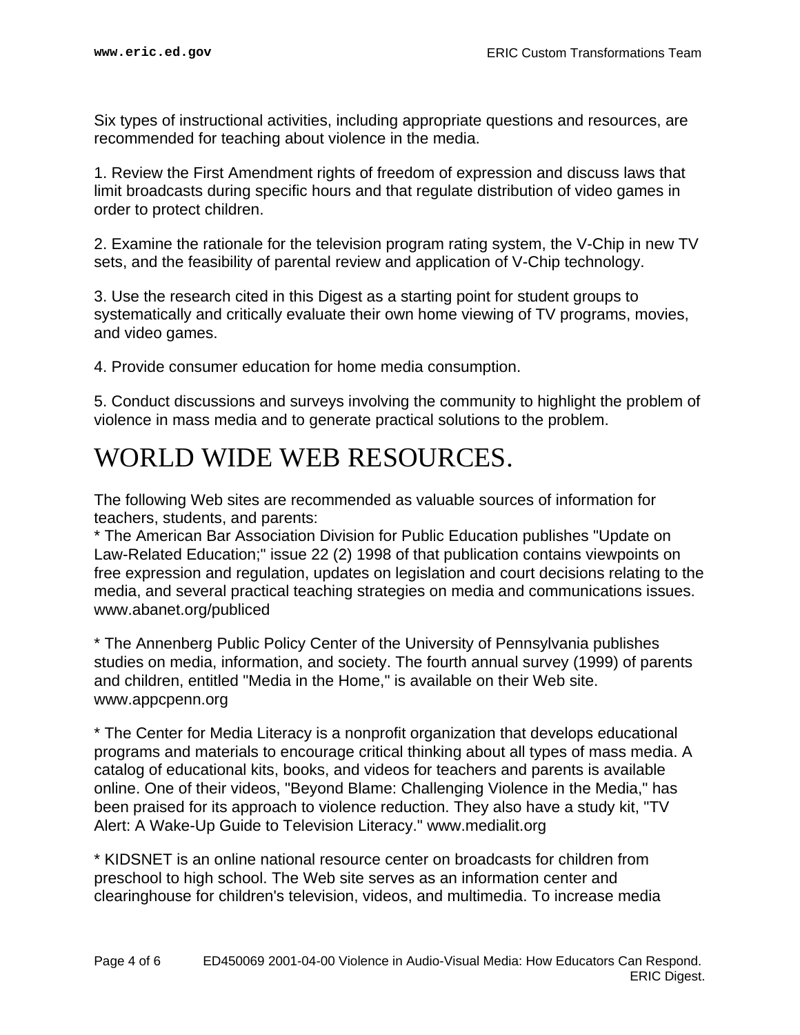Six types of instructional activities, including appropriate questions and resources, are recommended for teaching about violence in the media.

1. Review the First Amendment rights of freedom of expression and discuss laws that limit broadcasts during specific hours and that regulate distribution of video games in order to protect children.

2. Examine the rationale for the television program rating system, the V-Chip in new TV sets, and the feasibility of parental review and application of V-Chip technology.

3. Use the research cited in this Digest as a starting point for student groups to systematically and critically evaluate their own home viewing of TV programs, movies, and video games.

4. Provide consumer education for home media consumption.

5. Conduct discussions and surveys involving the community to highlight the problem of violence in mass media and to generate practical solutions to the problem.

# WORLD WIDE WEB RESOURCES.

The following Web sites are recommended as valuable sources of information for teachers, students, and parents:
* The American Bar Association Division for Public Education publishes "Update on Law-Related Education;" issue 22 (2) 1998 of that publication contains viewpoints on free expression and regulation, updates on legislation and court decisions relating to the media, and several practical teaching strategies on media and communications issues. www.abanet.org/publiced

* The Annenberg Public Policy Center of the University of Pennsylvania publishes studies on media, information, and society. The fourth annual survey (1999) of parents and children, entitled "Media in the Home," is available on their Web site. www.appcpenn.org

* The Center for Media Literacy is a nonprofit organization that develops educational programs and materials to encourage critical thinking about all types of mass media. A catalog of educational kits, books, and videos for teachers and parents is available online. One of their videos, "Beyond Blame: Challenging Violence in the Media," has been praised for its approach to violence reduction. They also have a study kit, "TV Alert: A Wake-Up Guide to Television Literacy." www.medialit.org

* KIDSNET is an online national resource center on broadcasts for children from preschool to high school. The Web site serves as an information center and clearinghouse for children's television, videos, and multimedia. To increase media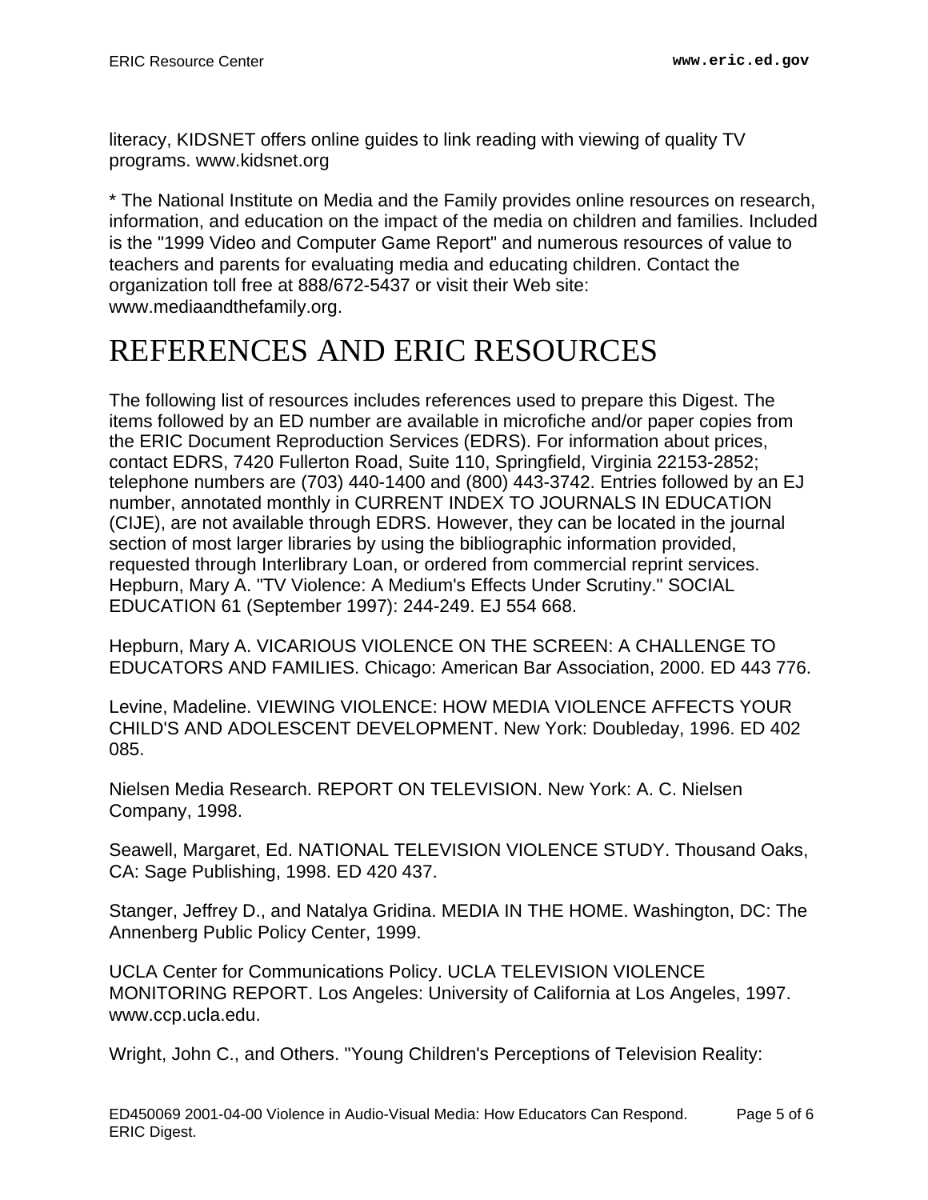literacy, KIDSNET offers online guides to link reading with viewing of quality TV programs. www.kidsnet.org

* The National Institute on Media and the Family provides online resources on research, information, and education on the impact of the media on children and families. Included is the "1999 Video and Computer Game Report" and numerous resources of value to teachers and parents for evaluating media and educating children. Contact the organization toll free at 888/672-5437 or visit their Web site: www.mediaandthefamily.org.

# REFERENCES AND ERIC RESOURCES

The following list of resources includes references used to prepare this Digest. The items followed by an ED number are available in microfiche and/or paper copies from the ERIC Document Reproduction Services (EDRS). For information about prices, contact EDRS, 7420 Fullerton Road, Suite 110, Springfield, Virginia 22153-2852; telephone numbers are (703) 440-1400 and (800) 443-3742. Entries followed by an EJ number, annotated monthly in CURRENT INDEX TO JOURNALS IN EDUCATION (CIJE), are not available through EDRS. However, they can be located in the journal section of most larger libraries by using the bibliographic information provided, requested through Interlibrary Loan, or ordered from commercial reprint services. Hepburn, Mary A. "TV Violence: A Medium's Effects Under Scrutiny." SOCIAL EDUCATION 61 (September 1997): 244-249. EJ 554 668.

Hepburn, Mary A. VICARIOUS VIOLENCE ON THE SCREEN: A CHALLENGE TO EDUCATORS AND FAMILIES. Chicago: American Bar Association, 2000. ED 443 776.

Levine, Madeline. VIEWING VIOLENCE: HOW MEDIA VIOLENCE AFFECTS YOUR CHILD'S AND ADOLESCENT DEVELOPMENT. New York: Doubleday, 1996. ED 402 085.

Nielsen Media Research. REPORT ON TELEVISION. New York: A. C. Nielsen Company, 1998.

Seawell, Margaret, Ed. NATIONAL TELEVISION VIOLENCE STUDY. Thousand Oaks, CA: Sage Publishing, 1998. ED 420 437.

Stanger, Jeffrey D., and Natalya Gridina. MEDIA IN THE HOME. Washington, DC: The Annenberg Public Policy Center, 1999.

UCLA Center for Communications Policy. UCLA TELEVISION VIOLENCE MONITORING REPORT. Los Angeles: University of California at Los Angeles, 1997. www.ccp.ucla.edu.

Wright, John C., and Others. "Young Children's Perceptions of Television Reality: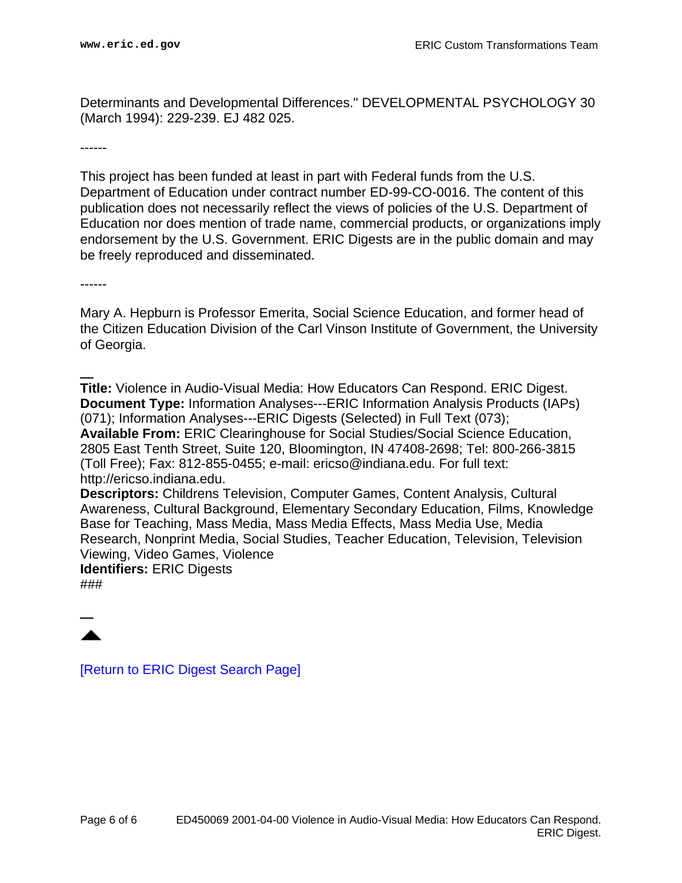Determinants and Developmental Differences." DEVELOPMENTAL PSYCHOLOGY 30 (March 1994): 229-239. EJ 482 025.

------

This project has been funded at least in part with Federal funds from the U.S. Department of Education under contract number ED-99-CO-0016. The content of this publication does not necessarily reflect the views of policies of the U.S. Department of Education nor does mention of trade name, commercial products, or organizations imply endorsement by the U.S. Government. ERIC Digests are in the public domain and may be freely reproduced and disseminated.

------

Mary A. Hepburn is Professor Emerita, Social Science Education, and former head of the Citizen Education Division of the Carl Vinson Institute of Government, the University of Georgia.

---

**Title:** Violence in Audio-Visual Media: How Educators Can Respond. ERIC Digest.
**Document Type:** Information Analyses---ERIC Information Analysis Products (IAPs) (071); Information Analyses---ERIC Digests (Selected) in Full Text (073);
**Available From:** ERIC Clearinghouse for Social Studies/Social Science Education, 2805 East Tenth Street, Suite 120, Bloomington, IN 47408-2698; Tel: 800-266-3815 (Toll Free); Fax: 812-855-0455; e-mail: ericso@indiana.edu. For full text: http://ericso.indiana.edu.
**Descriptors:** Childrens Television, Computer Games, Content Analysis, Cultural Awareness, Cultural Background, Elementary Secondary Education, Films, Knowledge Base for Teaching, Mass Media, Mass Media Effects, Mass Media Use, Media Research, Nonprint Media, Social Studies, Teacher Education, Television, Television Viewing, Video Games, Violence
**Identifiers:** ERIC Digests
###

---

[Return to ERIC Digest Search Page]